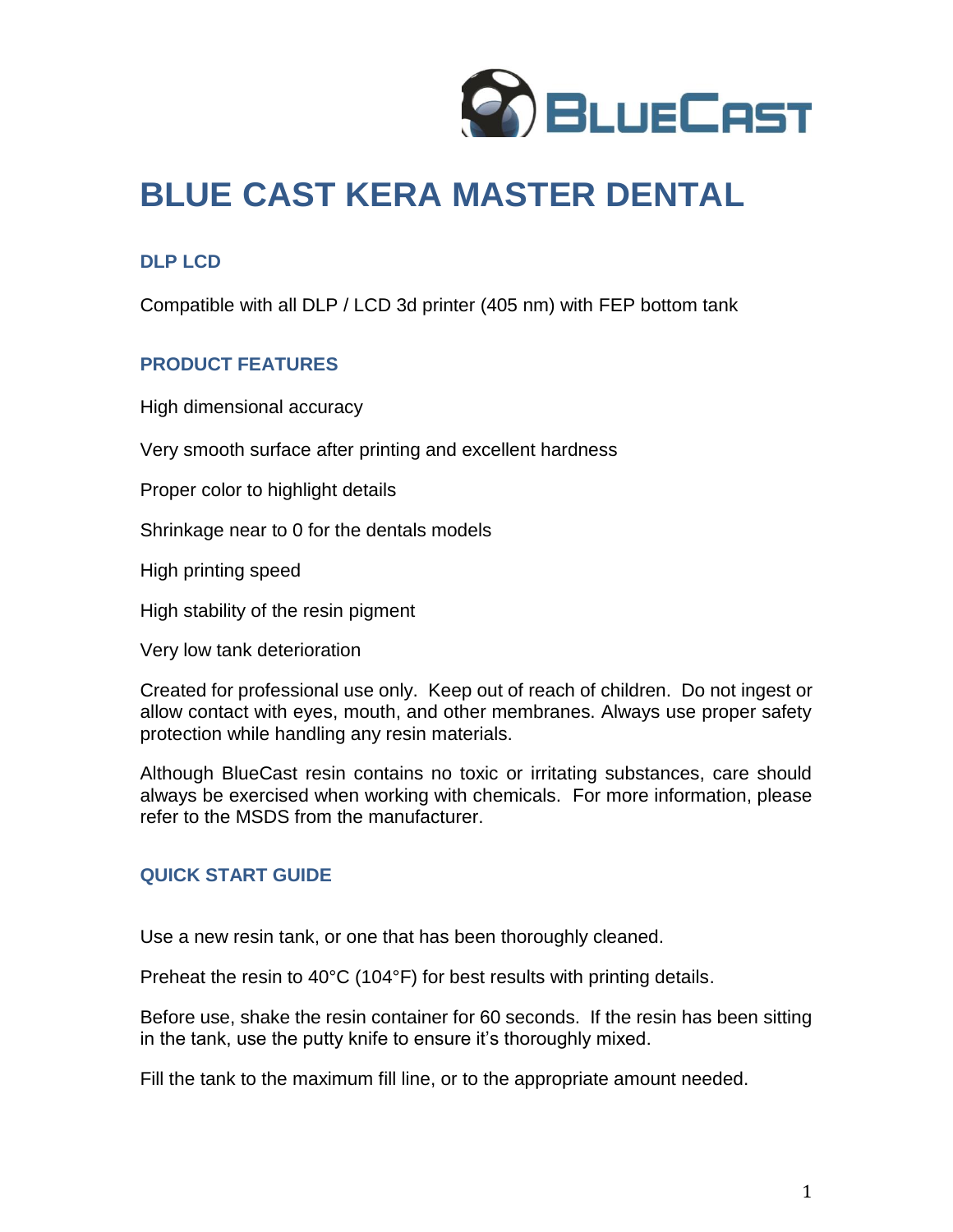# BLUE CAST KERA MASTER DENTAL

### DLP LCD

Compatible with all DLP / LCD 3d printer (405 nm) with FEP bottom tank

### PRODUCT FEATURES

High dimensional accuracy

Very smooth surface after printing and excellent hardness

Proper color to highlight details

Shrinkage near to 0 for the dentals models

High printing speed

High stability of the resin pigment

Very low tank deterioration

Created for professional use only. Keep out of reach of children. Do not ingest or allow contact with eyes, mouth, and other membranes. Always use proper safety protection while handling any resin materials.

Although BlueCast resin contains no toxic or irritating substances, care should always be exercised when working with chemicals. For more information, please refer to the MSDS from the manufacturer.

### QUICK START GUIDE

Use a new resin tank, or one that has been thoroughly cleaned.

Preheat the resin to 40°C (104°F) for best results with printing details.

Before use, shake the resin container for 60 seconds. If the resin has been sitting in the tank, use the putty knife to ensure it's thoroughly mixed.

Fill the tank to the maximum fill line, or to the appropriate amount needed.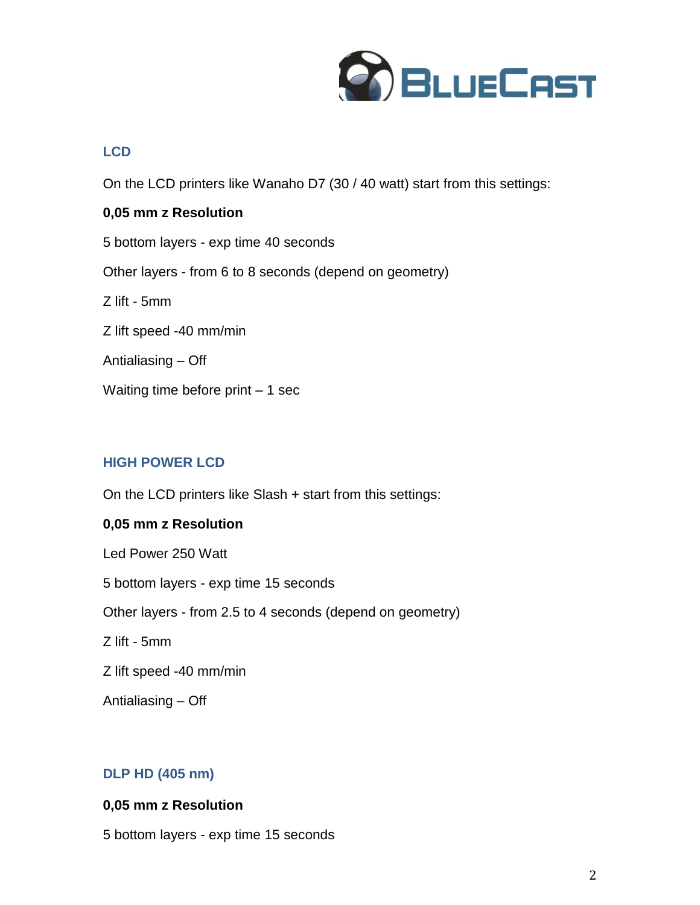## LCD

On the LCD printers like Wanaho D7 (30 / 40 watt) start from this settings:

**0,05 mm z Resolution**

5 bottom layers - exp time 40 seconds

Other layers - from 6 to 8 seconds (depend on geometry)

Z lift - 5mm

Z lift speed -40 mm/min

Antialiasing – Off

Waiting time before print – 1 sec

## HIGH POWER LCD

On the LCD printers like Slash + start from this settings:

**0,05 mm z Resolution**

Led Power 250 Watt

5 bottom layers - exp time 15 seconds

Other layers - from 2.5 to 4 seconds (depend on geometry)

Z lift - 5mm

Z lift speed -40 mm/min

Antialiasing – Off

## DLP HD (405 nm)

**0,05 mm z Resolution**

5 bottom layers - exp time 15 seconds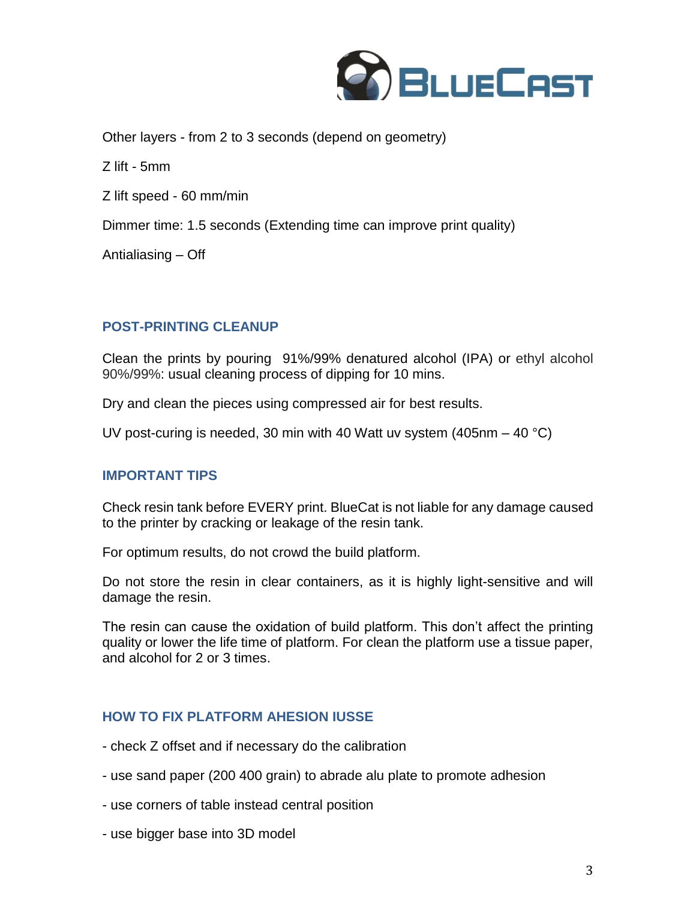Other layers - from 2 to 3 seconds (depend on geometry)

Z lift - 5mm

Z lift speed - 60 mm/min

Dimmer time: 1.5 seconds (Extending time can improve print quality)

Antialiasing – Off

## POST-PRINTING CLEANUP

Clean the prints by pouring 91%/99% denatured alcohol (IPA) or ethyl alcohol 90%/99%: usual cleaning process of dipping for 10 mins.

Dry and clean the pieces using compressed air for best results.

UV post-curing is needed, 30 min with 40 Watt uv system (405nm – 40 °C)

## IMPORTANT TIPS

Check resin tank before EVERY print. BlueCat is not liable for any damage caused to the printer by cracking or leakage of the resin tank.

For optimum results, do not crowd the build platform.

Do not store the resin in clear containers, as it is highly light-sensitive and will damage the resin.

The resin can cause the oxidation of build platform. This don't affect the printing quality or lower the life time of platform. For clean the platform use a tissue paper, and alcohol for 2 or 3 times.

## HOW TO FIX PLATFORM AHESION IUSSE

- check Z offset and if necessary do the calibration

- use sand paper (200 400 grain) to abrade alu plate to promote adhesion

- use corners of table instead central position

- use bigger base into 3D model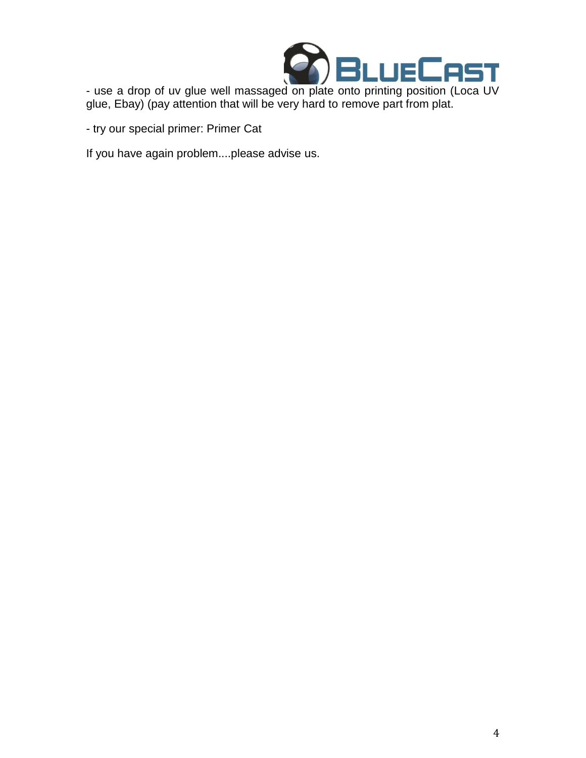- use a drop of uv glue well massaged on plate onto printing position (Loca UV glue, Ebay) (pay attention that will be very hard to remove part from plat.

- try our special primer: Primer Cat

If you have again problem....please advise us.